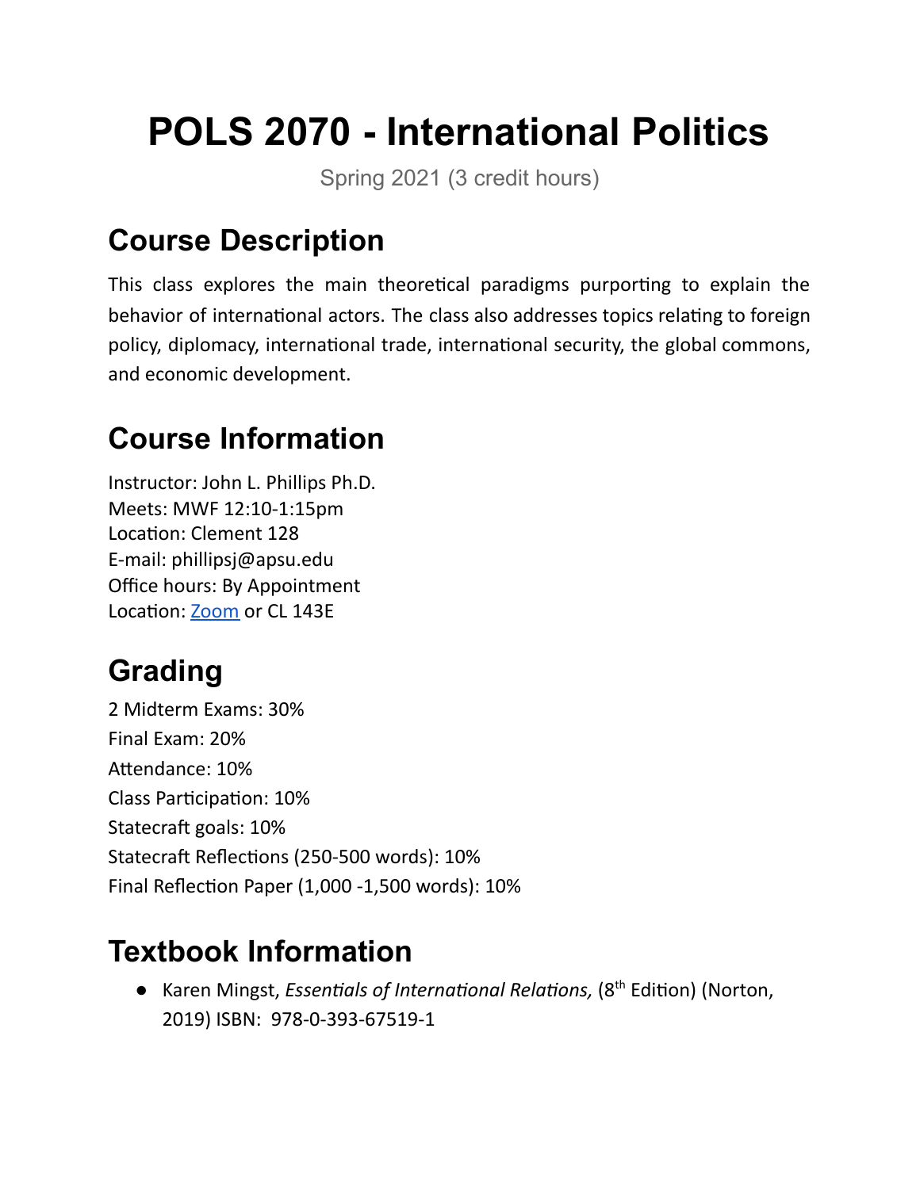# POLS 2070 - International Politics

Spring 2021 (3 credit hours)

## Course Description

This class explores the main theoretical paradigms purporting to explain the behavior of international actors. The class also addresses topics relating to foreign policy, diplomacy, international trade, international security, the global commons, and economic development.

## Course Information

Instructor: John L. Phillips Ph.D.
Meets: MWF 12:10-1:15pm
Location: Clement 128
E-mail: phillipsj@apsu.edu
Office hours: By Appointment
Location: [Zoom](Zoom) or CL 143E

## Grading

2 Midterm Exams: 30%
Final Exam: 20%
Attendance: 10%
Class Participation: 10%
Statecraft goals: 10%
Statecraft Reflections (250-500 words): 10%
Final Reflection Paper (1,000 -1,500 words): 10%

## Textbook Information

- Karen Mingst, *Essentials of International Relations,* (8th Edition) (Norton, 2019) ISBN: 978-0-393-67519-1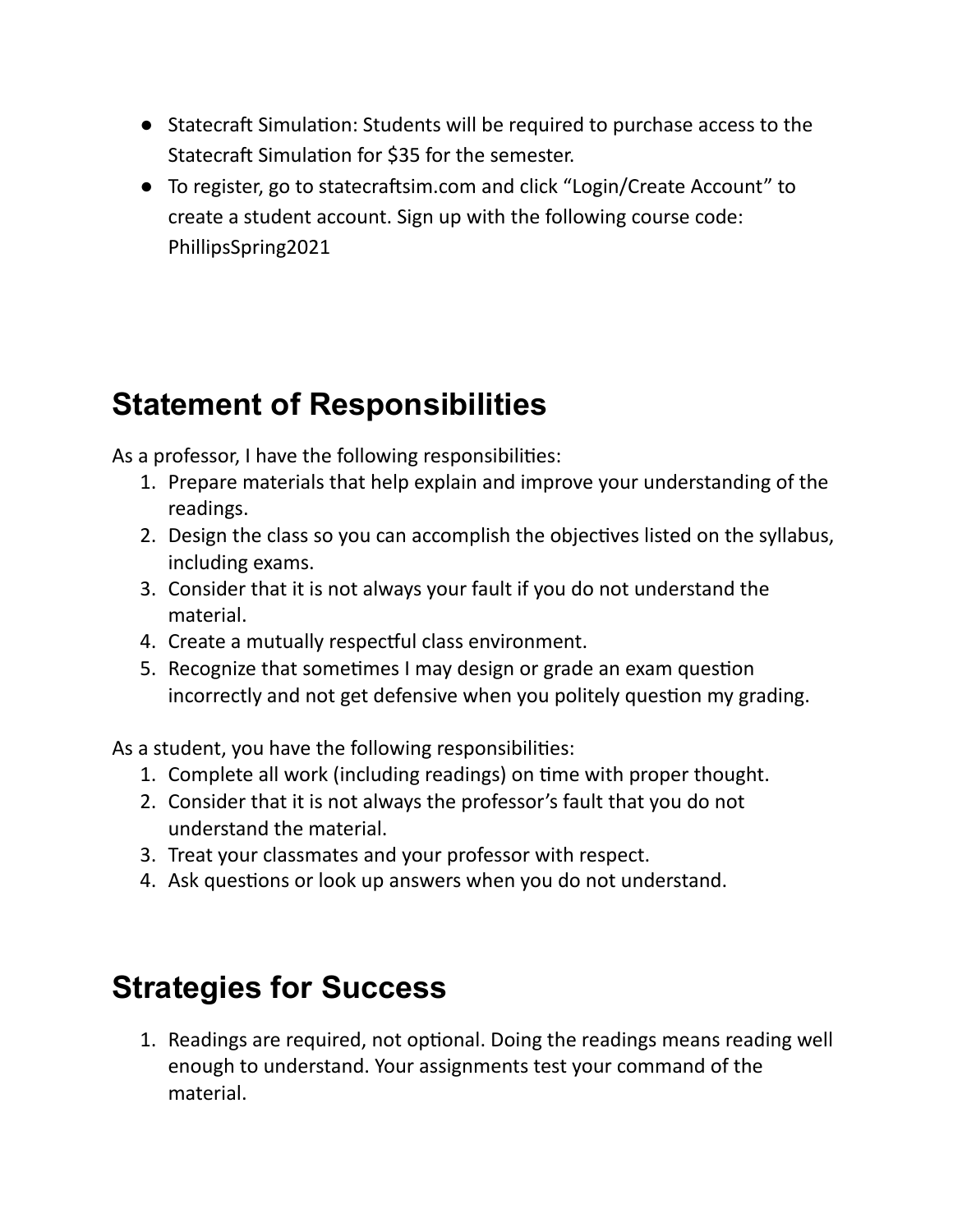- Statecraft Simulation: Students will be required to purchase access to the Statecraft Simulation for $35 for the semester.
- To register, go to statecraftsim.com and click "Login/Create Account" to create a student account. Sign up with the following course code: PhillipsSpring2021

## Statement of Responsibilities

As a professor, I have the following responsibilities:

1. Prepare materials that help explain and improve your understanding of the readings.
2. Design the class so you can accomplish the objectives listed on the syllabus, including exams.
3. Consider that it is not always your fault if you do not understand the material.
4. Create a mutually respectful class environment.
5. Recognize that sometimes I may design or grade an exam question incorrectly and not get defensive when you politely question my grading.

As a student, you have the following responsibilities:

1. Complete all work (including readings) on time with proper thought.
2. Consider that it is not always the professor's fault that you do not understand the material.
3. Treat your classmates and your professor with respect.
4. Ask questions or look up answers when you do not understand.

## Strategies for Success

1. Readings are required, not optional. Doing the readings means reading well enough to understand. Your assignments test your command of the material.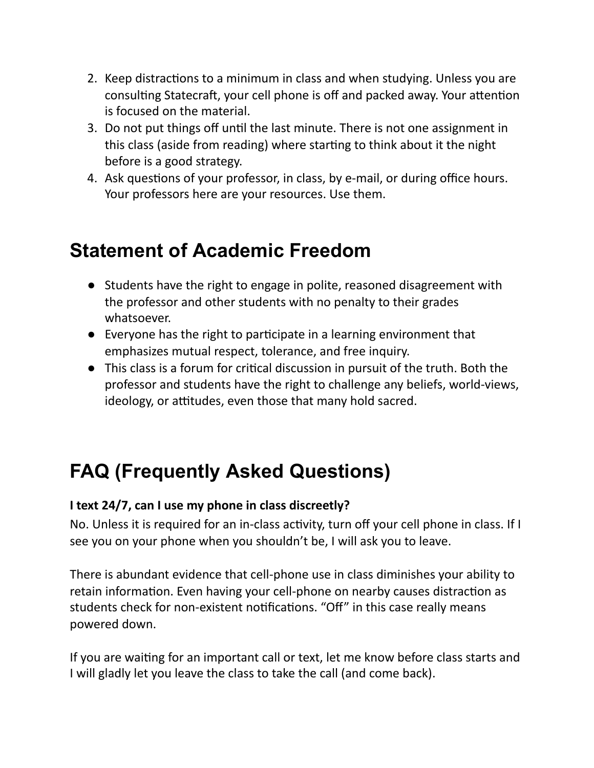2. Keep distractions to a minimum in class and when studying. Unless you are consulting Statecraft, your cell phone is off and packed away. Your attention is focused on the material.
3. Do not put things off until the last minute. There is not one assignment in this class (aside from reading) where starting to think about it the night before is a good strategy.
4. Ask questions of your professor, in class, by e-mail, or during office hours. Your professors here are your resources. Use them.

# Statement of Academic Freedom

- Students have the right to engage in polite, reasoned disagreement with the professor and other students with no penalty to their grades whatsoever.
- Everyone has the right to participate in a learning environment that emphasizes mutual respect, tolerance, and free inquiry.
- This class is a forum for critical discussion in pursuit of the truth. Both the professor and students have the right to challenge any beliefs, world-views, ideology, or attitudes, even those that many hold sacred.

# FAQ (Frequently Asked Questions)

**I text 24/7, can I use my phone in class discreetly?**

No. Unless it is required for an in-class activity, turn off your cell phone in class. If I see you on your phone when you shouldn't be, I will ask you to leave.

There is abundant evidence that cell-phone use in class diminishes your ability to retain information. Even having your cell-phone on nearby causes distraction as students check for non-existent notifications. "Off" in this case really means powered down.

If you are waiting for an important call or text, let me know before class starts and I will gladly let you leave the class to take the call (and come back).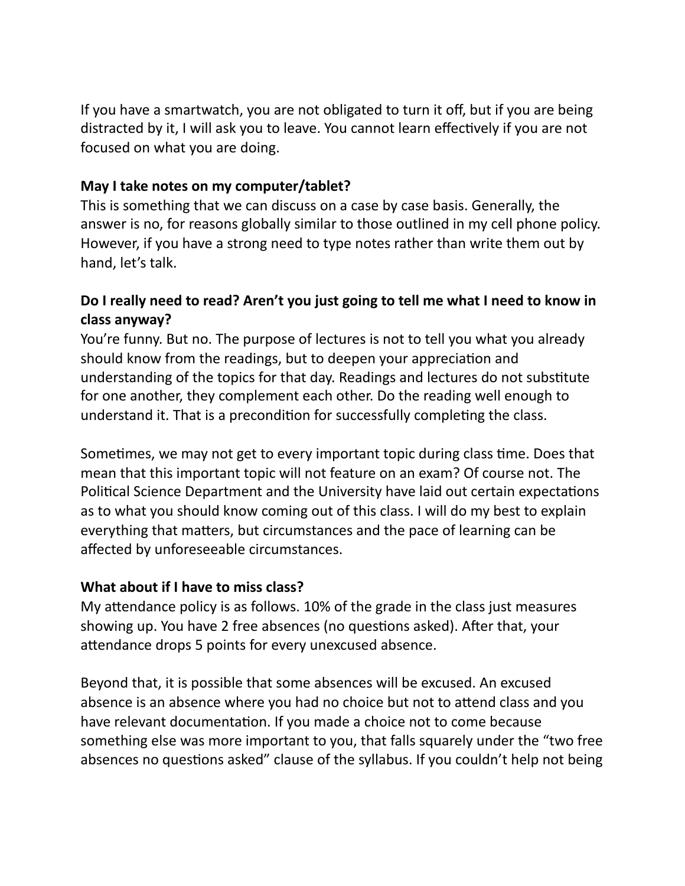If you have a smartwatch, you are not obligated to turn it off, but if you are being distracted by it, I will ask you to leave. You cannot learn effectively if you are not focused on what you are doing.

**May I take notes on my computer/tablet?**
This is something that we can discuss on a case by case basis. Generally, the answer is no, for reasons globally similar to those outlined in my cell phone policy. However, if you have a strong need to type notes rather than write them out by hand, let's talk.

**Do I really need to read? Aren't you just going to tell me what I need to know in class anyway?**
You're funny. But no. The purpose of lectures is not to tell you what you already should know from the readings, but to deepen your appreciation and understanding of the topics for that day. Readings and lectures do not substitute for one another, they complement each other. Do the reading well enough to understand it. That is a precondition for successfully completing the class.

Sometimes, we may not get to every important topic during class time. Does that mean that this important topic will not feature on an exam? Of course not. The Political Science Department and the University have laid out certain expectations as to what you should know coming out of this class. I will do my best to explain everything that matters, but circumstances and the pace of learning can be affected by unforeseeable circumstances.

**What about if I have to miss class?**
My attendance policy is as follows. 10% of the grade in the class just measures showing up. You have 2 free absences (no questions asked). After that, your attendance drops 5 points for every unexcused absence.

Beyond that, it is possible that some absences will be excused. An excused absence is an absence where you had no choice but not to attend class and you have relevant documentation. If you made a choice not to come because something else was more important to you, that falls squarely under the "two free absences no questions asked" clause of the syllabus. If you couldn't help not being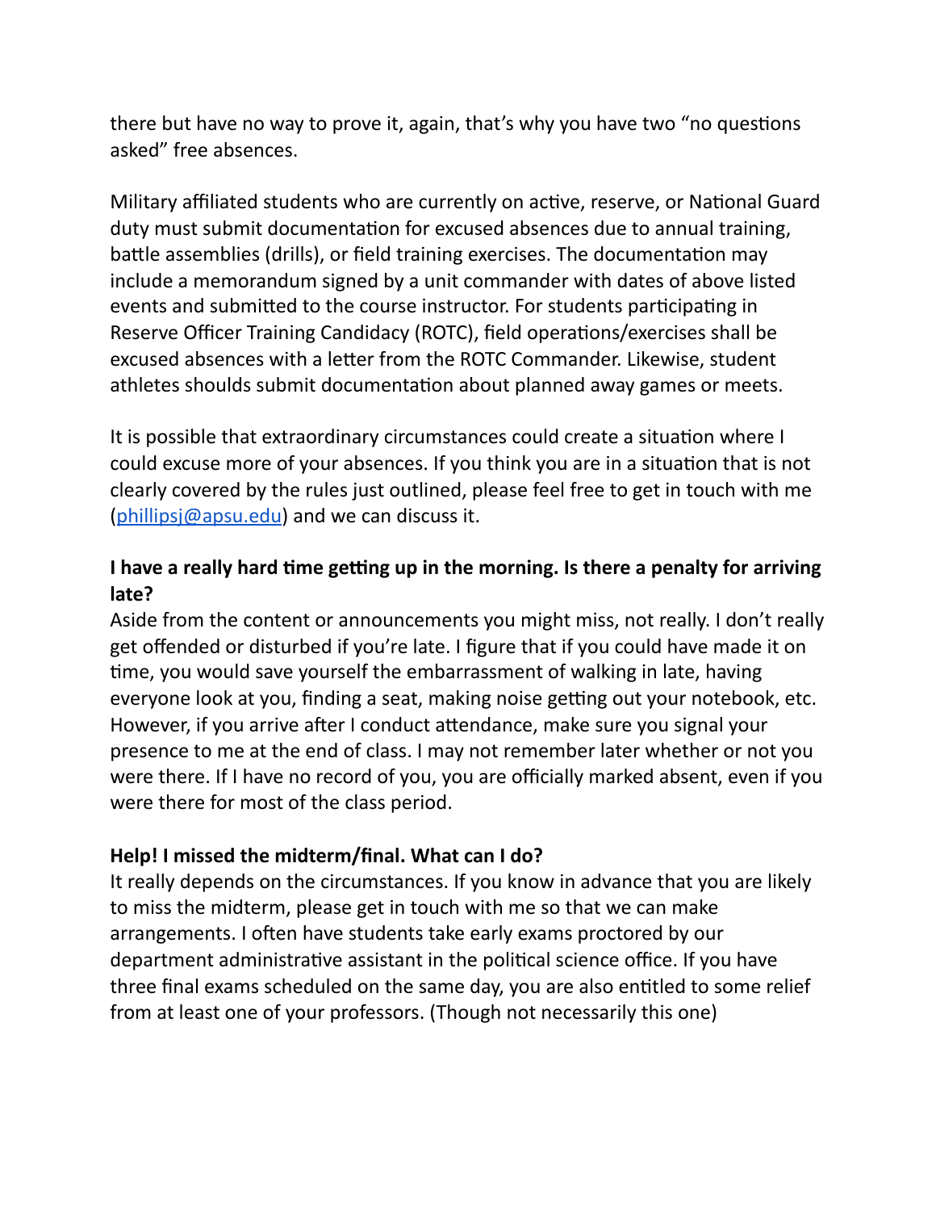there but have no way to prove it, again, that's why you have two "no questions asked" free absences.

Military affiliated students who are currently on active, reserve, or National Guard duty must submit documentation for excused absences due to annual training, battle assemblies (drills), or field training exercises. The documentation may include a memorandum signed by a unit commander with dates of above listed events and submitted to the course instructor. For students participating in Reserve Officer Training Candidacy (ROTC), field operations/exercises shall be excused absences with a letter from the ROTC Commander. Likewise, student athletes shoulds submit documentation about planned away games or meets.

It is possible that extraordinary circumstances could create a situation where I could excuse more of your absences. If you think you are in a situation that is not clearly covered by the rules just outlined, please feel free to get in touch with me (phillipsj@apsu.edu) and we can discuss it.

**I have a really hard time getting up in the morning. Is there a penalty for arriving late?**

Aside from the content or announcements you might miss, not really. I don't really get offended or disturbed if you're late. I figure that if you could have made it on time, you would save yourself the embarrassment of walking in late, having everyone look at you, finding a seat, making noise getting out your notebook, etc. However, if you arrive after I conduct attendance, make sure you signal your presence to me at the end of class. I may not remember later whether or not you were there. If I have no record of you, you are officially marked absent, even if you were there for most of the class period.

**Help! I missed the midterm/final. What can I do?**

It really depends on the circumstances. If you know in advance that you are likely to miss the midterm, please get in touch with me so that we can make arrangements. I often have students take early exams proctored by our department administrative assistant in the political science office. If you have three final exams scheduled on the same day, you are also entitled to some relief from at least one of your professors. (Though not necessarily this one)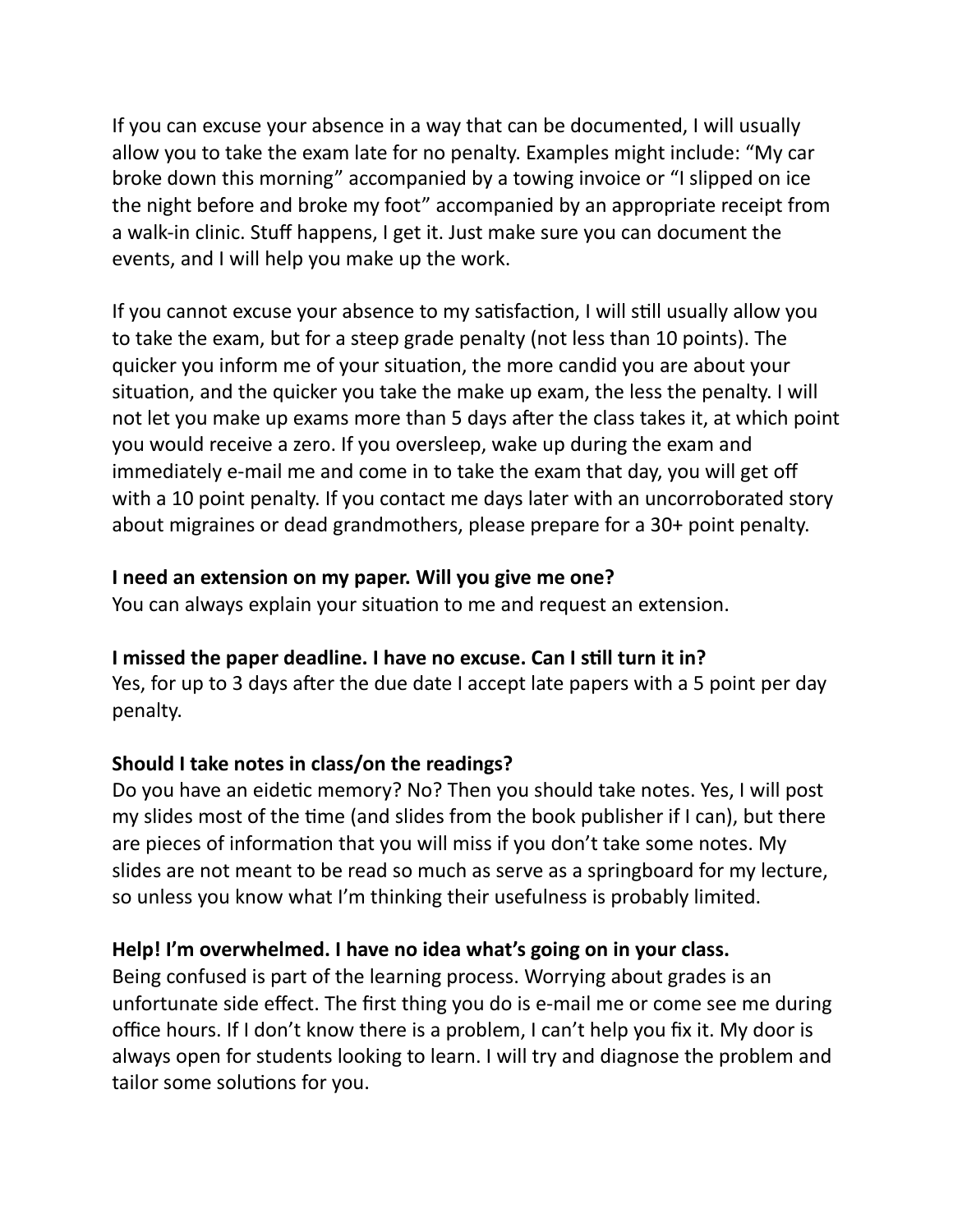If you can excuse your absence in a way that can be documented, I will usually allow you to take the exam late for no penalty. Examples might include: "My car broke down this morning" accompanied by a towing invoice or "I slipped on ice the night before and broke my foot" accompanied by an appropriate receipt from a walk-in clinic. Stuff happens, I get it. Just make sure you can document the events, and I will help you make up the work.

If you cannot excuse your absence to my satisfaction, I will still usually allow you to take the exam, but for a steep grade penalty (not less than 10 points). The quicker you inform me of your situation, the more candid you are about your situation, and the quicker you take the make up exam, the less the penalty. I will not let you make up exams more than 5 days after the class takes it, at which point you would receive a zero. If you oversleep, wake up during the exam and immediately e-mail me and come in to take the exam that day, you will get off with a 10 point penalty. If you contact me days later with an uncorroborated story about migraines or dead grandmothers, please prepare for a 30+ point penalty.

**I need an extension on my paper. Will you give me one?**
You can always explain your situation to me and request an extension.

**I missed the paper deadline. I have no excuse. Can I still turn it in?**
Yes, for up to 3 days after the due date I accept late papers with a 5 point per day penalty.

**Should I take notes in class/on the readings?**
Do you have an eidetic memory? No? Then you should take notes. Yes, I will post my slides most of the time (and slides from the book publisher if I can), but there are pieces of information that you will miss if you don't take some notes. My slides are not meant to be read so much as serve as a springboard for my lecture, so unless you know what I'm thinking their usefulness is probably limited.

**Help! I'm overwhelmed. I have no idea what's going on in your class.**
Being confused is part of the learning process. Worrying about grades is an unfortunate side effect. The first thing you do is e-mail me or come see me during office hours. If I don't know there is a problem, I can't help you fix it. My door is always open for students looking to learn. I will try and diagnose the problem and tailor some solutions for you.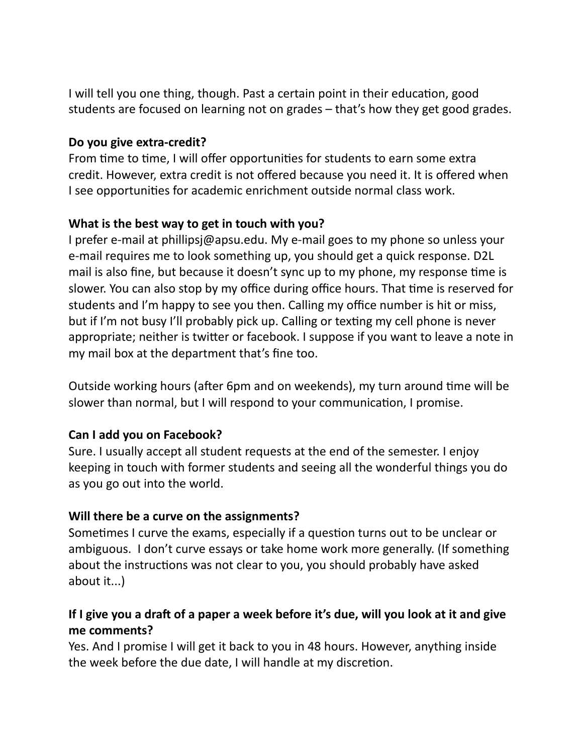I will tell you one thing, though. Past a certain point in their education, good students are focused on learning not on grades – that's how they get good grades.

**Do you give extra-credit?**
From time to time, I will offer opportunities for students to earn some extra credit. However, extra credit is not offered because you need it. It is offered when I see opportunities for academic enrichment outside normal class work.

**What is the best way to get in touch with you?**
I prefer e-mail at phillipsj@apsu.edu. My e-mail goes to my phone so unless your e-mail requires me to look something up, you should get a quick response. D2L mail is also fine, but because it doesn't sync up to my phone, my response time is slower. You can also stop by my office during office hours. That time is reserved for students and I'm happy to see you then. Calling my office number is hit or miss, but if I'm not busy I'll probably pick up. Calling or texting my cell phone is never appropriate; neither is twitter or facebook. I suppose if you want to leave a note in my mail box at the department that's fine too.

Outside working hours (after 6pm and on weekends), my turn around time will be slower than normal, but I will respond to your communication, I promise.

**Can I add you on Facebook?**
Sure. I usually accept all student requests at the end of the semester. I enjoy keeping in touch with former students and seeing all the wonderful things you do as you go out into the world.

**Will there be a curve on the assignments?**
Sometimes I curve the exams, especially if a question turns out to be unclear or ambiguous. I don't curve essays or take home work more generally. (If something about the instructions was not clear to you, you should probably have asked about it...)

**If I give you a draft of a paper a week before it's due, will you look at it and give me comments?**
Yes. And I promise I will get it back to you in 48 hours. However, anything inside the week before the due date, I will handle at my discretion.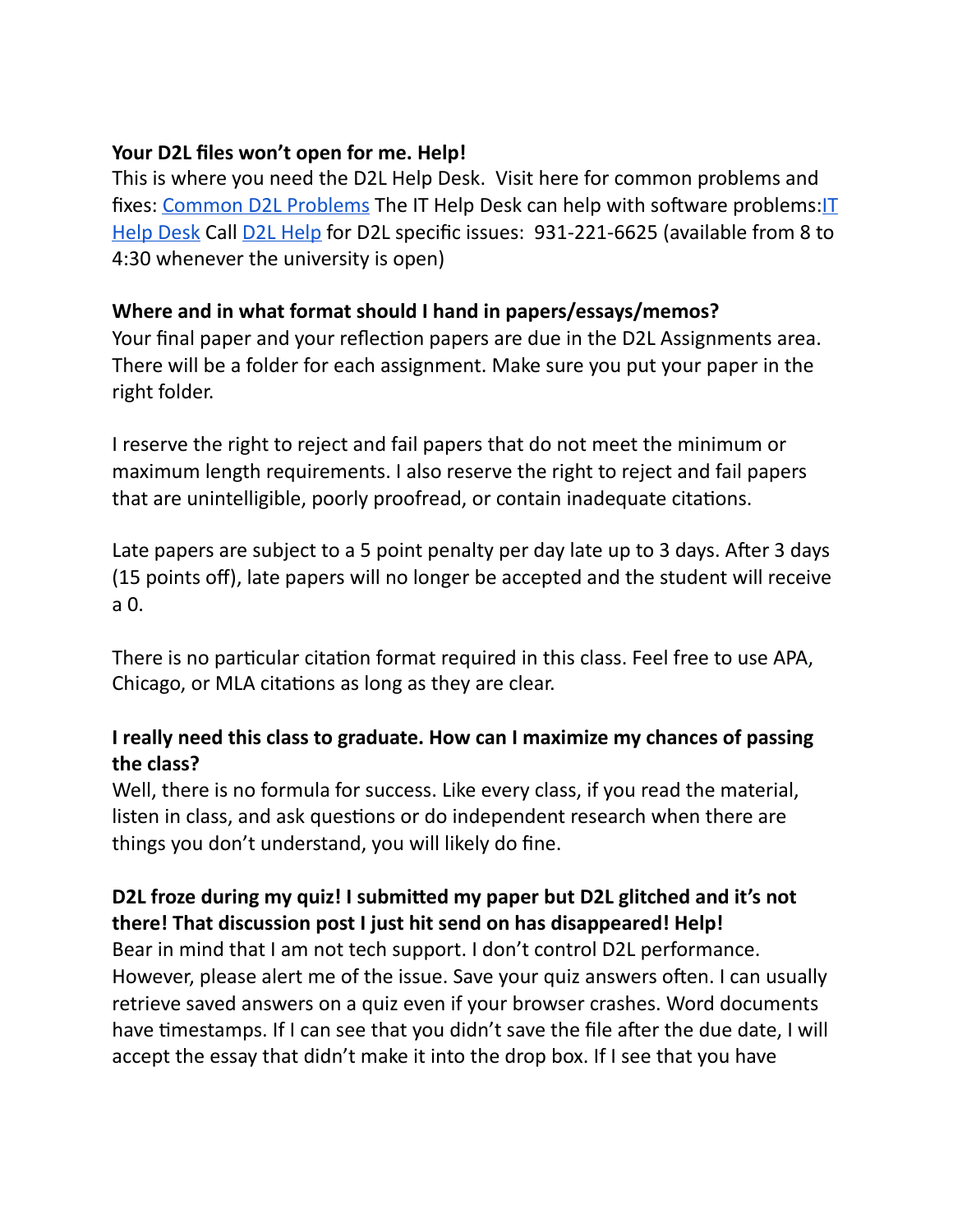**Your D2L files won't open for me. Help!**

This is where you need the D2L Help Desk. Visit here for common problems and fixes: Common D2L Problems The IT Help Desk can help with software problems: IT Help Desk Call D2L Help for D2L specific issues: 931-221-6625 (available from 8 to 4:30 whenever the university is open)

**Where and in what format should I hand in papers/essays/memos?**

Your final paper and your reflection papers are due in the D2L Assignments area. There will be a folder for each assignment. Make sure you put your paper in the right folder.

I reserve the right to reject and fail papers that do not meet the minimum or maximum length requirements. I also reserve the right to reject and fail papers that are unintelligible, poorly proofread, or contain inadequate citations.

Late papers are subject to a 5 point penalty per day late up to 3 days. After 3 days (15 points off), late papers will no longer be accepted and the student will receive a 0.

There is no particular citation format required in this class. Feel free to use APA, Chicago, or MLA citations as long as they are clear.

**I really need this class to graduate. How can I maximize my chances of passing the class?**

Well, there is no formula for success. Like every class, if you read the material, listen in class, and ask questions or do independent research when there are things you don't understand, you will likely do fine.

**D2L froze during my quiz! I submitted my paper but D2L glitched and it's not there! That discussion post I just hit send on has disappeared! Help!**

Bear in mind that I am not tech support. I don't control D2L performance. However, please alert me of the issue. Save your quiz answers often. I can usually retrieve saved answers on a quiz even if your browser crashes. Word documents have timestamps. If I can see that you didn't save the file after the due date, I will accept the essay that didn't make it into the drop box. If I see that you have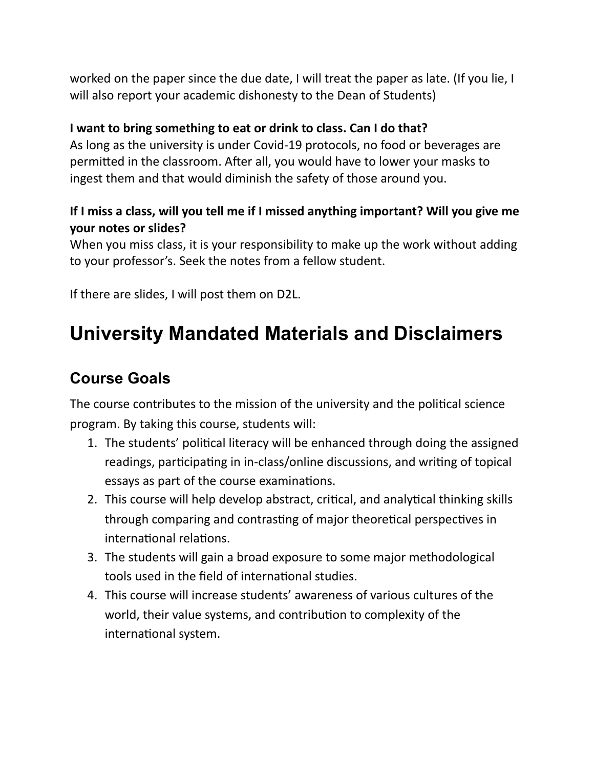worked on the paper since the due date, I will treat the paper as late. (If you lie, I will also report your academic dishonesty to the Dean of Students)

**I want to bring something to eat or drink to class. Can I do that?**
As long as the university is under Covid-19 protocols, no food or beverages are permitted in the classroom. After all, you would have to lower your masks to ingest them and that would diminish the safety of those around you.

**If I miss a class, will you tell me if I missed anything important? Will you give me your notes or slides?**
When you miss class, it is your responsibility to make up the work without adding to your professor's. Seek the notes from a fellow student.

If there are slides, I will post them on D2L.

# University Mandated Materials and Disclaimers

## Course Goals

The course contributes to the mission of the university and the political science program. By taking this course, students will:

1. The students' political literacy will be enhanced through doing the assigned readings, participating in in-class/online discussions, and writing of topical essays as part of the course examinations.
2. This course will help develop abstract, critical, and analytical thinking skills through comparing and contrasting of major theoretical perspectives in international relations.
3. The students will gain a broad exposure to some major methodological tools used in the field of international studies.
4. This course will increase students' awareness of various cultures of the world, their value systems, and contribution to complexity of the international system.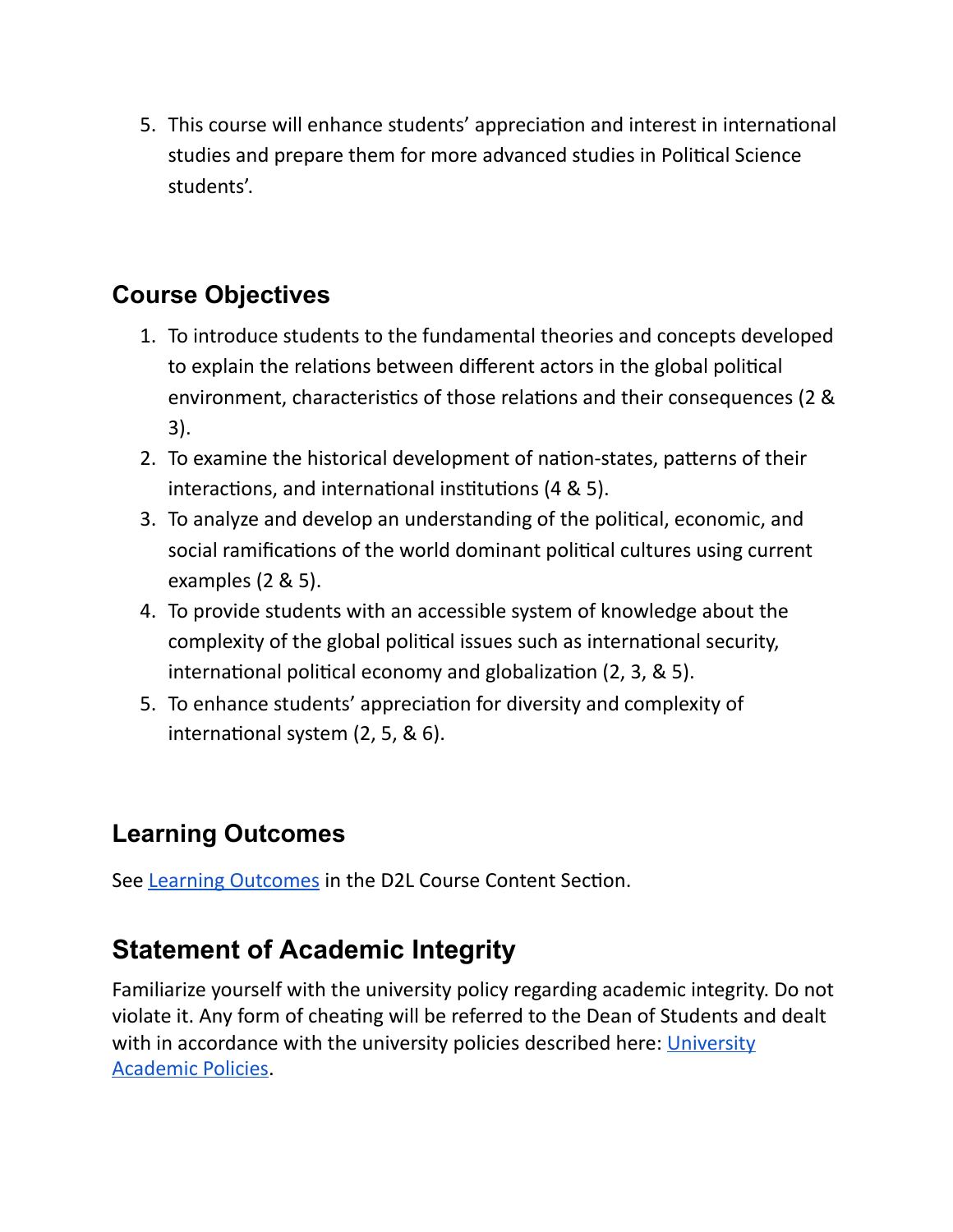5. This course will enhance students' appreciation and interest in international studies and prepare them for more advanced studies in Political Science students'.

## Course Objectives

1. To introduce students to the fundamental theories and concepts developed to explain the relations between different actors in the global political environment, characteristics of those relations and their consequences (2 & 3).
2. To examine the historical development of nation-states, patterns of their interactions, and international institutions (4 & 5).
3. To analyze and develop an understanding of the political, economic, and social ramifications of the world dominant political cultures using current examples (2 & 5).
4. To provide students with an accessible system of knowledge about the complexity of the global political issues such as international security, international political economy and globalization (2, 3, & 5).
5. To enhance students' appreciation for diversity and complexity of international system (2, 5, & 6).

## Learning Outcomes

See Learning Outcomes in the D2L Course Content Section.

## Statement of Academic Integrity

Familiarize yourself with the university policy regarding academic integrity. Do not violate it. Any form of cheating will be referred to the Dean of Students and dealt with in accordance with the university policies described here: University Academic Policies.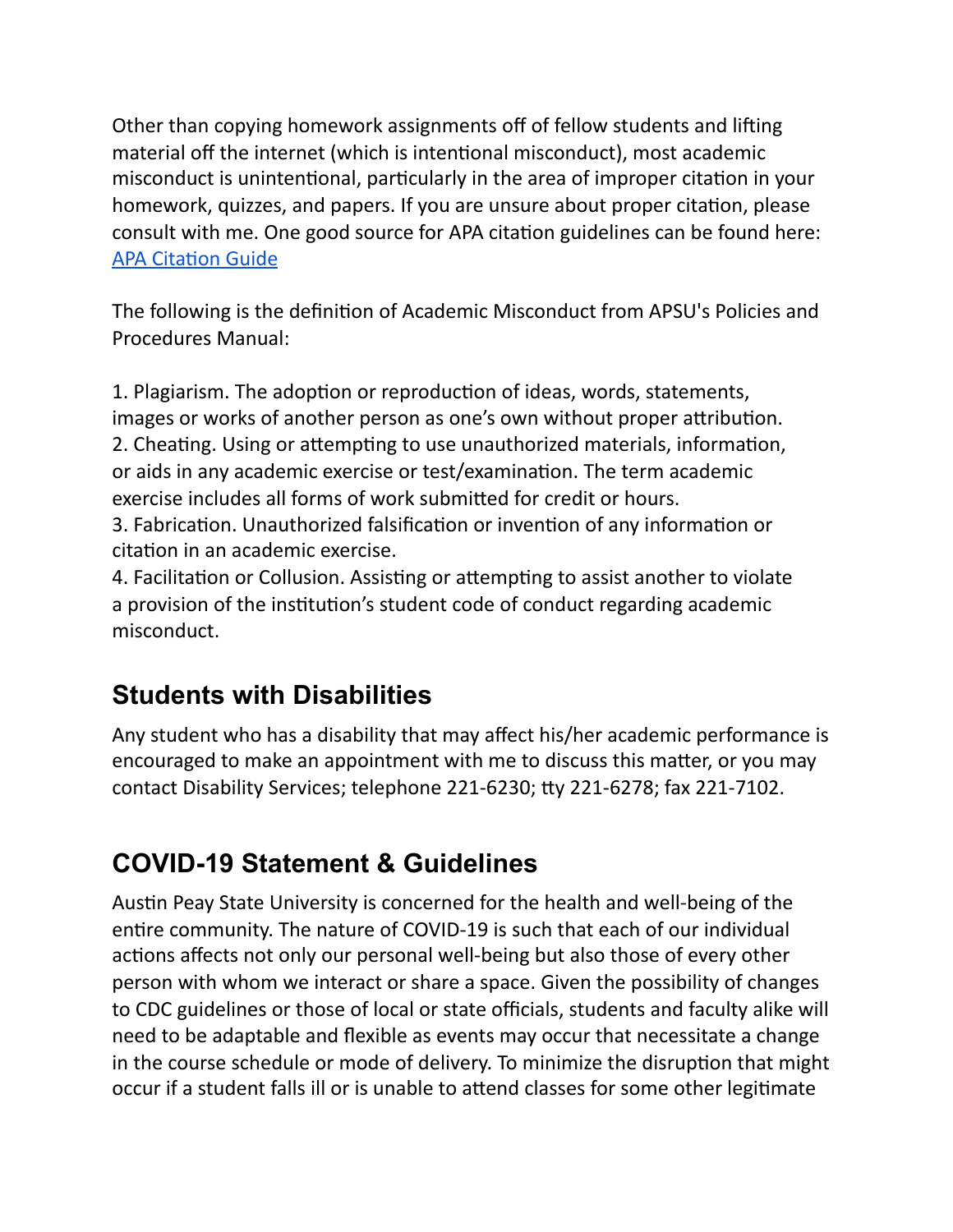Other than copying homework assignments off of fellow students and lifting material off the internet (which is intentional misconduct), most academic misconduct is unintentional, particularly in the area of improper citation in your homework, quizzes, and papers. If you are unsure about proper citation, please consult with me. One good source for APA citation guidelines can be found here: [APA Citation Guide]

The following is the definition of Academic Misconduct from APSU's Policies and Procedures Manual:

1. Plagiarism. The adoption or reproduction of ideas, words, statements, images or works of another person as one's own without proper attribution.
2. Cheating. Using or attempting to use unauthorized materials, information, or aids in any academic exercise or test/examination. The term academic exercise includes all forms of work submitted for credit or hours.
3. Fabrication. Unauthorized falsification or invention of any information or citation in an academic exercise.
4. Facilitation or Collusion. Assisting or attempting to assist another to violate a provision of the institution's student code of conduct regarding academic misconduct.

## Students with Disabilities

Any student who has a disability that may affect his/her academic performance is encouraged to make an appointment with me to discuss this matter, or you may contact Disability Services; telephone 221-6230; tty 221-6278; fax 221-7102.

## COVID-19 Statement & Guidelines

Austin Peay State University is concerned for the health and well-being of the entire community. The nature of COVID-19 is such that each of our individual actions affects not only our personal well-being but also those of every other person with whom we interact or share a space. Given the possibility of changes to CDC guidelines or those of local or state officials, students and faculty alike will need to be adaptable and flexible as events may occur that necessitate a change in the course schedule or mode of delivery. To minimize the disruption that might occur if a student falls ill or is unable to attend classes for some other legitimate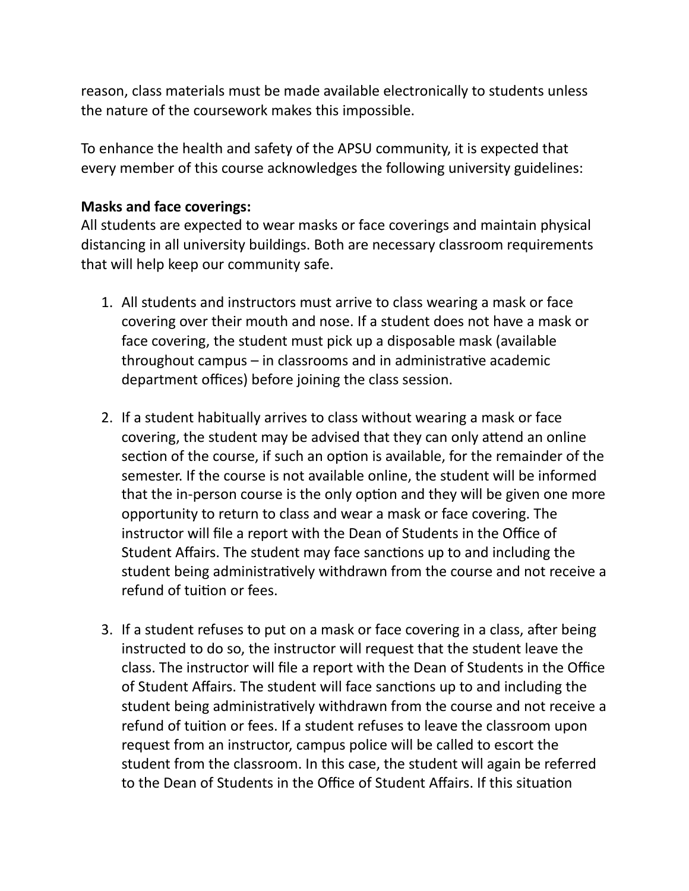reason, class materials must be made available electronically to students unless the nature of the coursework makes this impossible.

To enhance the health and safety of the APSU community, it is expected that every member of this course acknowledges the following university guidelines:

**Masks and face coverings:**
All students are expected to wear masks or face coverings and maintain physical distancing in all university buildings. Both are necessary classroom requirements that will help keep our community safe.

1. All students and instructors must arrive to class wearing a mask or face covering over their mouth and nose. If a student does not have a mask or face covering, the student must pick up a disposable mask (available throughout campus – in classrooms and in administrative academic department offices) before joining the class session.

2. If a student habitually arrives to class without wearing a mask or face covering, the student may be advised that they can only attend an online section of the course, if such an option is available, for the remainder of the semester. If the course is not available online, the student will be informed that the in-person course is the only option and they will be given one more opportunity to return to class and wear a mask or face covering. The instructor will file a report with the Dean of Students in the Office of Student Affairs. The student may face sanctions up to and including the student being administratively withdrawn from the course and not receive a refund of tuition or fees.

3. If a student refuses to put on a mask or face covering in a class, after being instructed to do so, the instructor will request that the student leave the class. The instructor will file a report with the Dean of Students in the Office of Student Affairs. The student will face sanctions up to and including the student being administratively withdrawn from the course and not receive a refund of tuition or fees. If a student refuses to leave the classroom upon request from an instructor, campus police will be called to escort the student from the classroom. In this case, the student will again be referred to the Dean of Students in the Office of Student Affairs. If this situation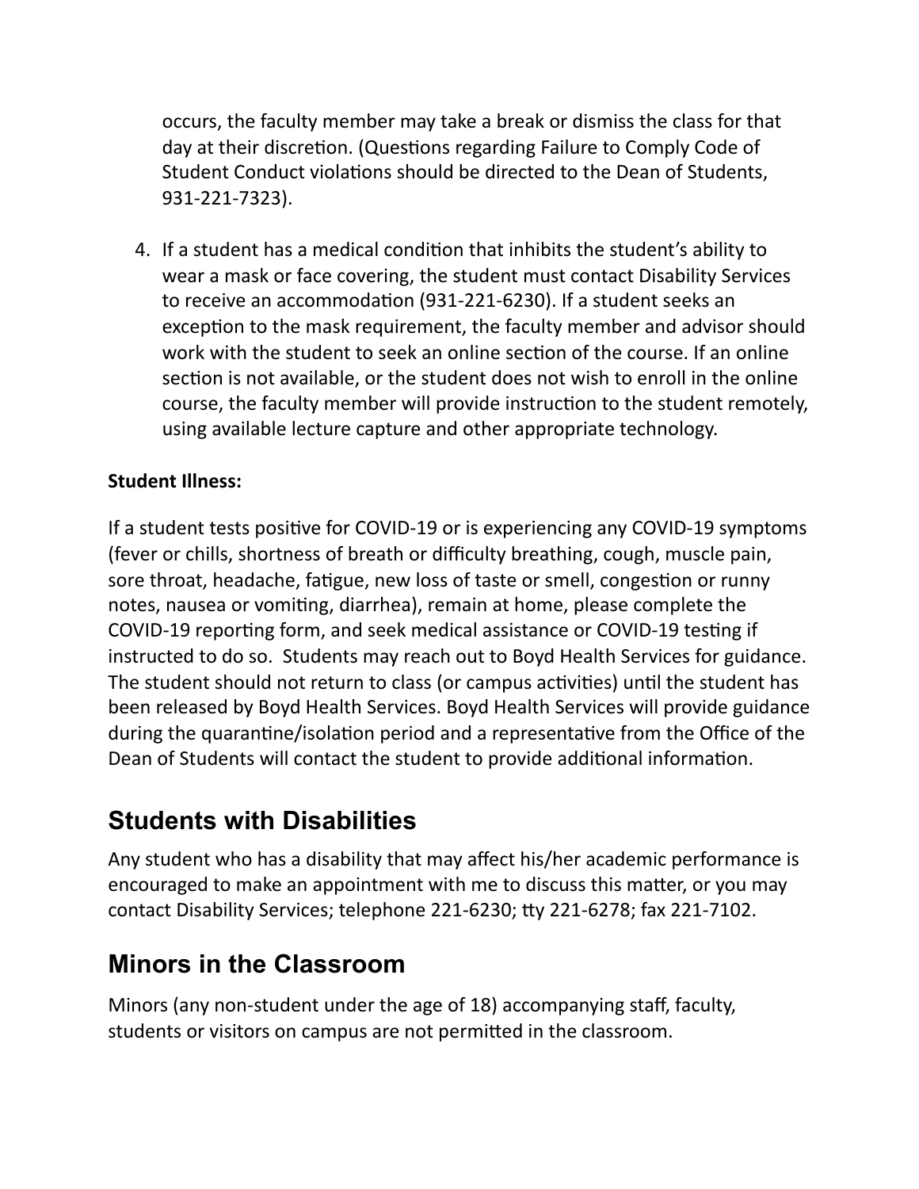occurs, the faculty member may take a break or dismiss the class for that day at their discretion. (Questions regarding Failure to Comply Code of Student Conduct violations should be directed to the Dean of Students, 931-221-7323).

4. If a student has a medical condition that inhibits the student's ability to wear a mask or face covering, the student must contact Disability Services to receive an accommodation (931-221-6230). If a student seeks an exception to the mask requirement, the faculty member and advisor should work with the student to seek an online section of the course. If an online section is not available, or the student does not wish to enroll in the online course, the faculty member will provide instruction to the student remotely, using available lecture capture and other appropriate technology.

**Student Illness:**

If a student tests positive for COVID-19 or is experiencing any COVID-19 symptoms (fever or chills, shortness of breath or difficulty breathing, cough, muscle pain, sore throat, headache, fatigue, new loss of taste or smell, congestion or runny notes, nausea or vomiting, diarrhea), remain at home, please complete the COVID-19 reporting form, and seek medical assistance or COVID-19 testing if instructed to do so.  Students may reach out to Boyd Health Services for guidance. The student should not return to class (or campus activities) until the student has been released by Boyd Health Services. Boyd Health Services will provide guidance during the quarantine/isolation period and a representative from the Office of the Dean of Students will contact the student to provide additional information.

## Students with Disabilities

Any student who has a disability that may affect his/her academic performance is encouraged to make an appointment with me to discuss this matter, or you may contact Disability Services; telephone 221-6230; tty 221-6278; fax 221-7102.

## Minors in the Classroom

Minors (any non-student under the age of 18) accompanying staff, faculty, students or visitors on campus are not permitted in the classroom.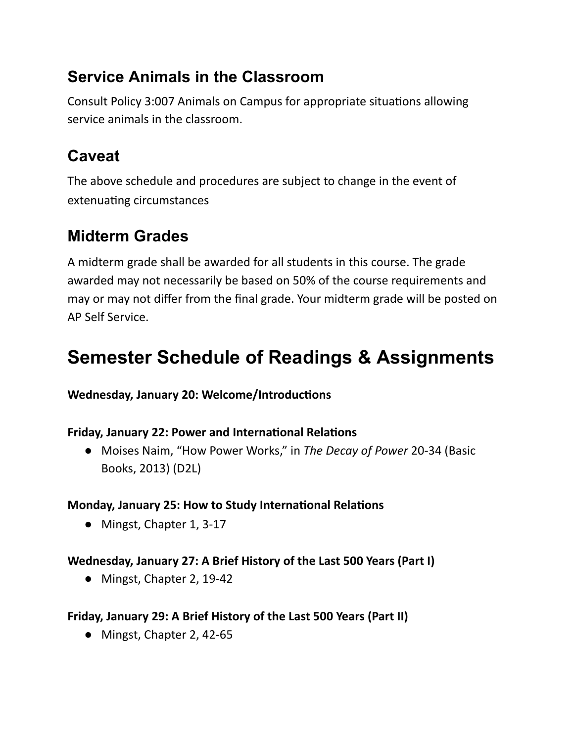## Service Animals in the Classroom

Consult Policy 3:007 Animals on Campus for appropriate situations allowing service animals in the classroom.

## Caveat

The above schedule and procedures are subject to change in the event of extenuating circumstances

## Midterm Grades

A midterm grade shall be awarded for all students in this course. The grade awarded may not necessarily be based on 50% of the course requirements and may or may not differ from the final grade. Your midterm grade will be posted on AP Self Service.

# Semester Schedule of Readings & Assignments

**Wednesday, January 20: Welcome/Introductions**

**Friday, January 22: Power and International Relations**

- Moises Naim, "How Power Works," in *The Decay of Power* 20-34 (Basic Books, 2013) (D2L)

**Monday, January 25: How to Study International Relations**

- Mingst, Chapter 1, 3-17

**Wednesday, January 27: A Brief History of the Last 500 Years (Part I)**

- Mingst, Chapter 2, 19-42

**Friday, January 29: A Brief History of the Last 500 Years (Part II)**

- Mingst, Chapter 2, 42-65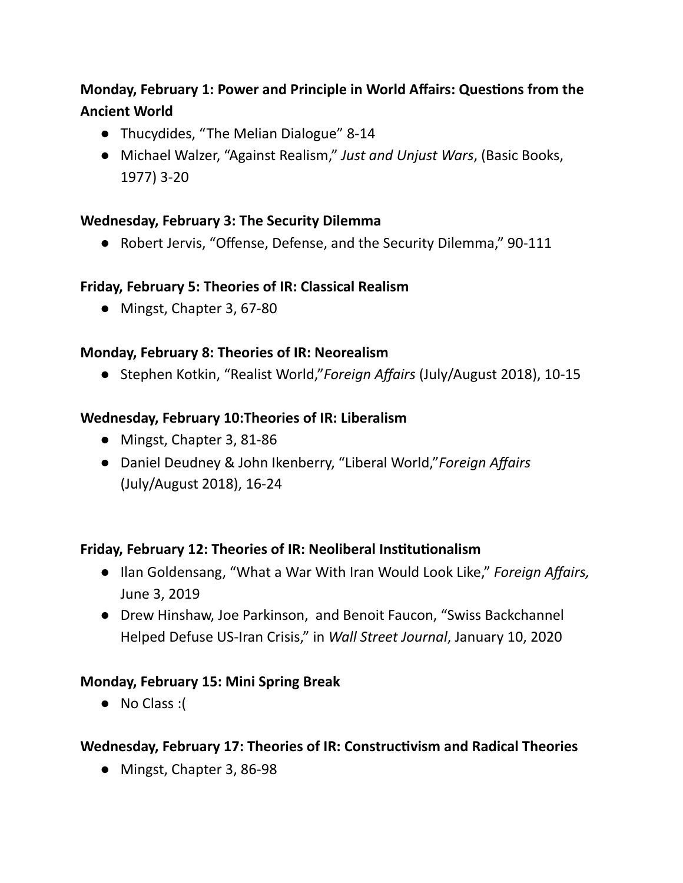**Monday, February 1: Power and Principle in World Affairs: Questions from the Ancient World**

- Thucydides, "The Melian Dialogue" 8-14
- Michael Walzer, "Against Realism," *Just and Unjust Wars*, (Basic Books, 1977) 3-20

**Wednesday, February 3: The Security Dilemma**

- Robert Jervis, "Offense, Defense, and the Security Dilemma," 90-111

**Friday, February 5: Theories of IR: Classical Realism**

- Mingst, Chapter 3, 67-80

**Monday, February 8: Theories of IR: Neorealism**

- Stephen Kotkin, "Realist World,"*Foreign Affairs* (July/August 2018), 10-15

**Wednesday, February 10:Theories of IR: Liberalism**

- Mingst, Chapter 3, 81-86
- Daniel Deudney & John Ikenberry, "Liberal World,"*Foreign Affairs* (July/August 2018), 16-24

**Friday, February 12: Theories of IR: Neoliberal Institutionalism**

- Ilan Goldensang, "What a War With Iran Would Look Like," *Foreign Affairs,* June 3, 2019
- Drew Hinshaw, Joe Parkinson, and Benoit Faucon, "Swiss Backchannel Helped Defuse US-Iran Crisis," in *Wall Street Journal*, January 10, 2020

**Monday, February 15: Mini Spring Break**

- No Class :(

**Wednesday, February 17: Theories of IR: Constructivism and Radical Theories**

- Mingst, Chapter 3, 86-98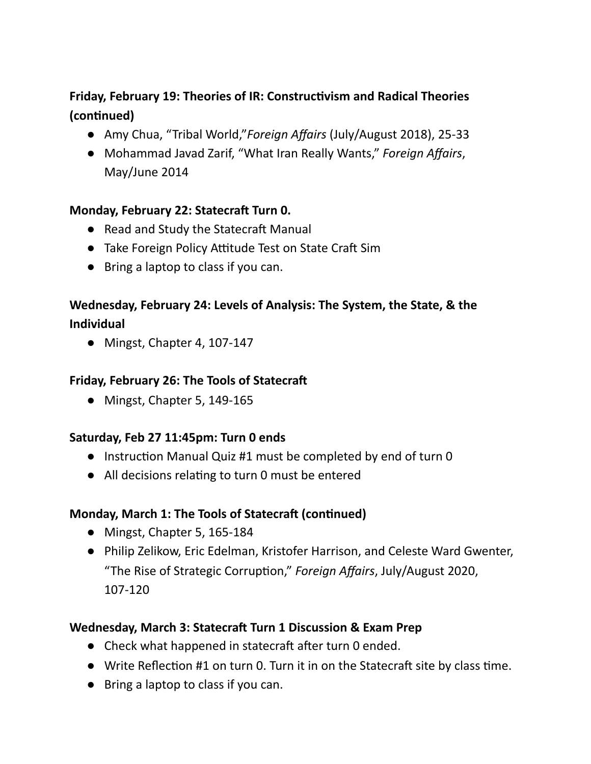**Friday, February 19: Theories of IR: Constructivism and Radical Theories (continued)**

- Amy Chua, "Tribal World,"*Foreign Affairs* (July/August 2018), 25-33
- Mohammad Javad Zarif, "What Iran Really Wants," *Foreign Affairs*, May/June 2014

**Monday, February 22: Statecraft Turn 0.**

- Read and Study the Statecraft Manual
- Take Foreign Policy Attitude Test on State Craft Sim
- Bring a laptop to class if you can.

**Wednesday, February 24: Levels of Analysis: The System, the State, & the Individual**

- Mingst, Chapter 4, 107-147

**Friday, February 26: The Tools of Statecraft**

- Mingst, Chapter 5, 149-165

**Saturday, Feb 27 11:45pm: Turn 0 ends**

- Instruction Manual Quiz #1 must be completed by end of turn 0
- All decisions relating to turn 0 must be entered

**Monday, March 1: The Tools of Statecraft (continued)**

- Mingst, Chapter 5, 165-184
- Philip Zelikow, Eric Edelman, Kristofer Harrison, and Celeste Ward Gwenter, "The Rise of Strategic Corruption," *Foreign Affairs*, July/August 2020, 107-120

**Wednesday, March 3: Statecraft Turn 1 Discussion & Exam Prep**

- Check what happened in statecraft after turn 0 ended.
- Write Reflection #1 on turn 0. Turn it in on the Statecraft site by class time.
- Bring a laptop to class if you can.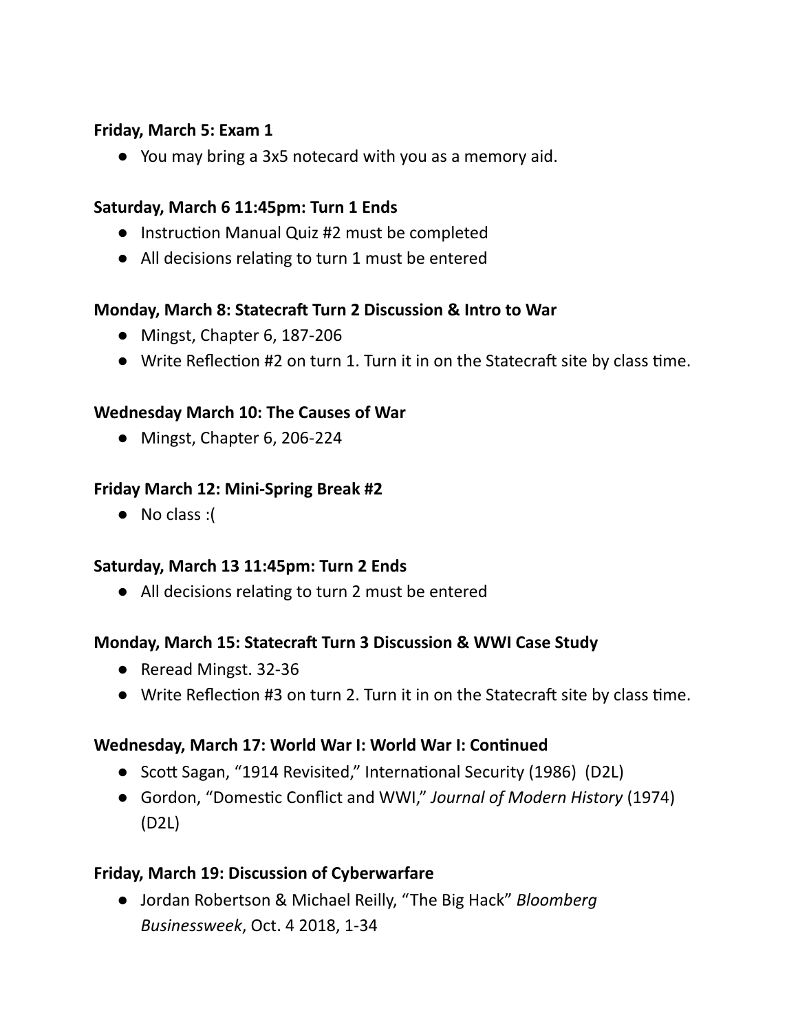**Friday, March 5: Exam 1**

- You may bring a 3x5 notecard with you as a memory aid.

**Saturday, March 6 11:45pm: Turn 1 Ends**

- Instruction Manual Quiz #2 must be completed
- All decisions relating to turn 1 must be entered

**Monday, March 8: Statecraft Turn 2 Discussion & Intro to War**

- Mingst, Chapter 6, 187-206
- Write Reflection #2 on turn 1. Turn it in on the Statecraft site by class time.

**Wednesday March 10: The Causes of War**

- Mingst, Chapter 6, 206-224

**Friday March 12: Mini-Spring Break #2**

- No class :(

**Saturday, March 13 11:45pm: Turn 2 Ends**

- All decisions relating to turn 2 must be entered

**Monday, March 15: Statecraft Turn 3 Discussion & WWI Case Study**

- Reread Mingst. 32-36
- Write Reflection #3 on turn 2. Turn it in on the Statecraft site by class time.

**Wednesday, March 17: World War I: World War I: Continued**

- Scott Sagan, "1914 Revisited," International Security (1986) (D2L)
- Gordon, "Domestic Conflict and WWI," *Journal of Modern History* (1974) (D2L)

**Friday, March 19: Discussion of Cyberwarfare**

- Jordan Robertson & Michael Reilly, "The Big Hack" *Bloomberg Businessweek*, Oct. 4 2018, 1-34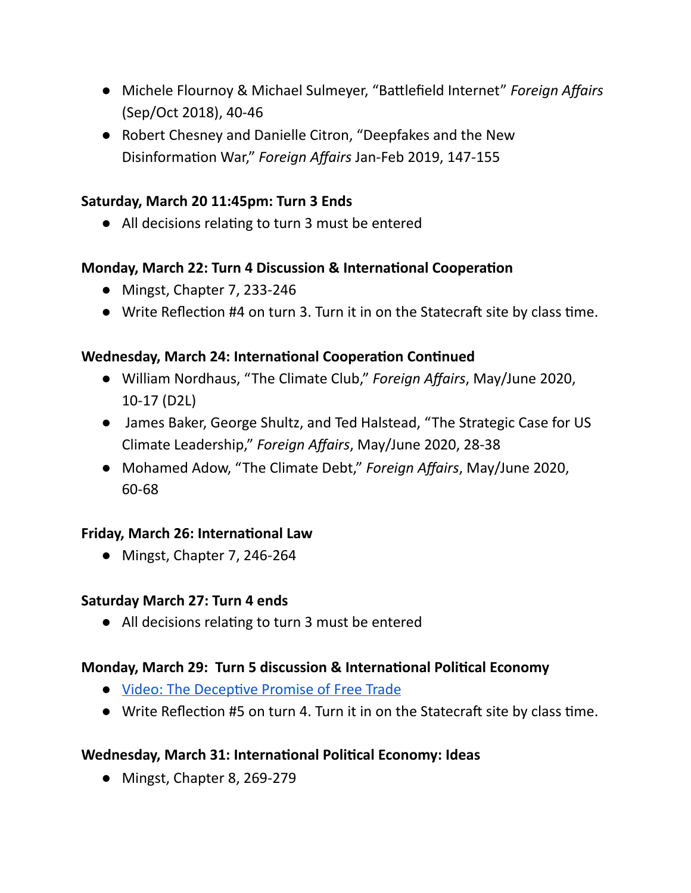- Michele Flournoy & Michael Sulmeyer, "Battlefield Internet" *Foreign Affairs* (Sep/Oct 2018), 40-46
- Robert Chesney and Danielle Citron, "Deepfakes and the New Disinformation War," *Foreign Affairs* Jan-Feb 2019, 147-155

**Saturday, March 20 11:45pm: Turn 3 Ends**

- All decisions relating to turn 3 must be entered

**Monday, March 22: Turn 4 Discussion & International Cooperation**

- Mingst, Chapter 7, 233-246
- Write Reflection #4 on turn 3. Turn it in on the Statecraft site by class time.

**Wednesday, March 24: International Cooperation Continued**

- William Nordhaus, "The Climate Club," *Foreign Affairs*, May/June 2020, 10-17 (D2L)
- James Baker, George Shultz, and Ted Halstead, "The Strategic Case for US Climate Leadership," *Foreign Affairs*, May/June 2020, 28-38
- Mohamed Adow, "The Climate Debt," *Foreign Affairs*, May/June 2020, 60-68

**Friday, March 26: International Law**

- Mingst, Chapter 7, 246-264

**Saturday March 27: Turn 4 ends**

- All decisions relating to turn 3 must be entered

**Monday, March 29: Turn 5 discussion & International Political Economy**

- Video: The Deceptive Promise of Free Trade
- Write Reflection #5 on turn 4. Turn it in on the Statecraft site by class time.

**Wednesday, March 31: International Political Economy: Ideas**

- Mingst, Chapter 8, 269-279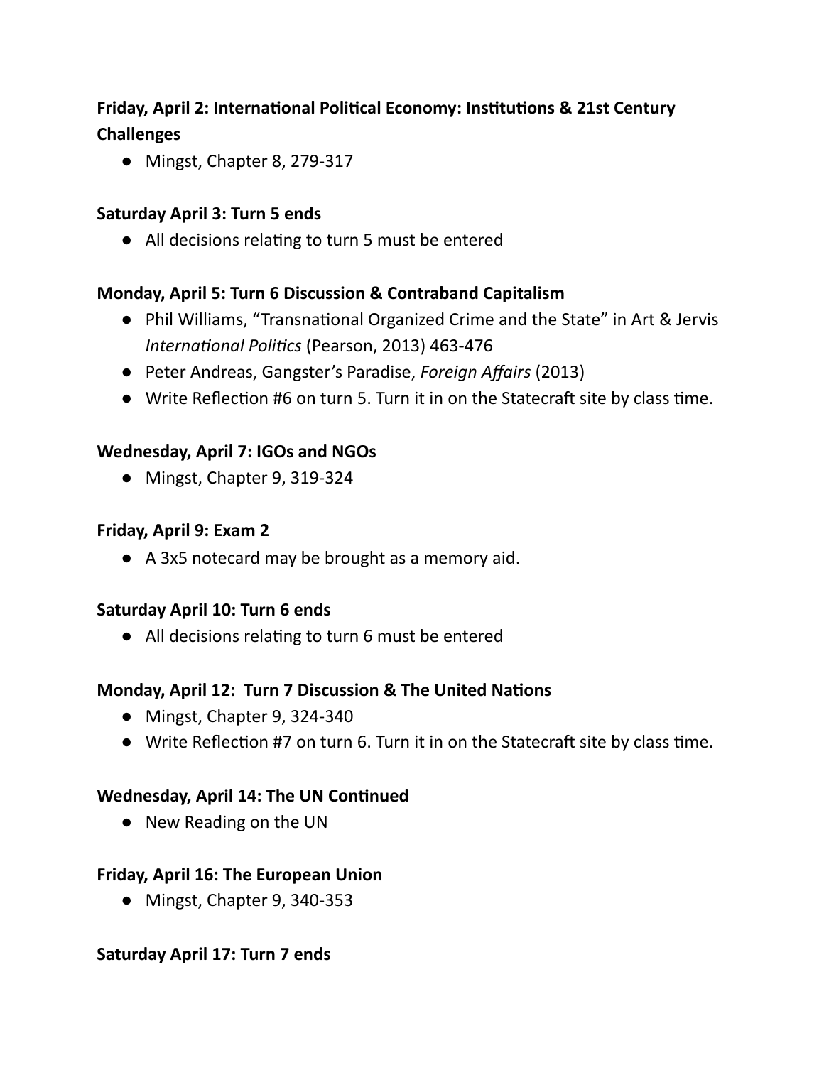**Friday, April 2: International Political Economy: Institutions & 21st Century Challenges**

- Mingst, Chapter 8, 279-317

**Saturday April 3: Turn 5 ends**

- All decisions relating to turn 5 must be entered

**Monday, April 5: Turn 6 Discussion & Contraband Capitalism**

- Phil Williams, "Transnational Organized Crime and the State" in Art & Jervis *International Politics* (Pearson, 2013) 463-476
- Peter Andreas, Gangster's Paradise, *Foreign Affairs* (2013)
- Write Reflection #6 on turn 5. Turn it in on the Statecraft site by class time.

**Wednesday, April 7: IGOs and NGOs**

- Mingst, Chapter 9, 319-324

**Friday, April 9: Exam 2**

- A 3x5 notecard may be brought as a memory aid.

**Saturday April 10: Turn 6 ends**

- All decisions relating to turn 6 must be entered

**Monday, April 12: Turn 7 Discussion & The United Nations**

- Mingst, Chapter 9, 324-340
- Write Reflection #7 on turn 6. Turn it in on the Statecraft site by class time.

**Wednesday, April 14: The UN Continued**

- New Reading on the UN

**Friday, April 16: The European Union**

- Mingst, Chapter 9, 340-353

**Saturday April 17: Turn 7 ends**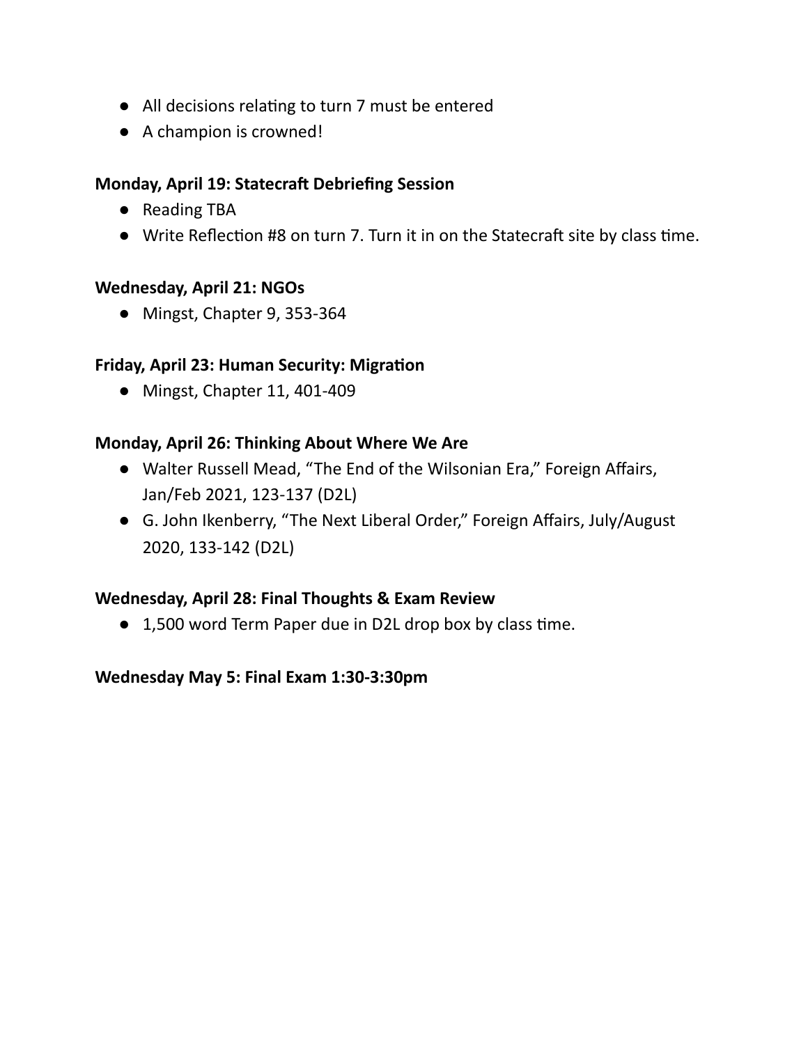- All decisions relating to turn 7 must be entered
- A champion is crowned!

**Monday, April 19: Statecraft Debriefing Session**

- Reading TBA
- Write Reflection #8 on turn 7. Turn it in on the Statecraft site by class time.

**Wednesday, April 21: NGOs**

- Mingst, Chapter 9, 353-364

**Friday, April 23: Human Security: Migration**

- Mingst, Chapter 11, 401-409

**Monday, April 26: Thinking About Where We Are**

- Walter Russell Mead, "The End of the Wilsonian Era," Foreign Affairs, Jan/Feb 2021, 123-137 (D2L)
- G. John Ikenberry, "The Next Liberal Order," Foreign Affairs, July/August 2020, 133-142 (D2L)

**Wednesday, April 28: Final Thoughts & Exam Review**

- 1,500 word Term Paper due in D2L drop box by class time.

**Wednesday May 5: Final Exam 1:30-3:30pm**